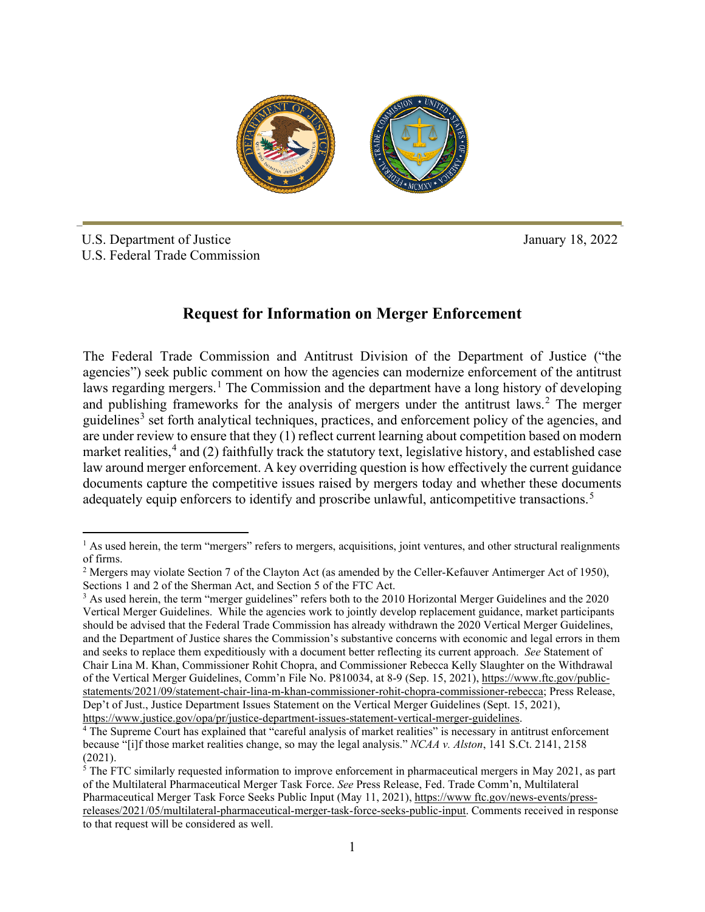U.S. Department of Justice
U.S. Federal Trade Commission

January 18, 2022

# Request for Information on Merger Enforcement

The Federal Trade Commission and Antitrust Division of the Department of Justice ("the agencies") seek public comment on how the agencies can modernize enforcement of the antitrust laws regarding mergers.[1] The Commission and the department have a long history of developing and publishing frameworks for the analysis of mergers under the antitrust laws.[2] The merger guidelines[3] set forth analytical techniques, practices, and enforcement policy of the agencies, and are under review to ensure that they (1) reflect current learning about competition based on modern market realities,[4] and (2) faithfully track the statutory text, legislative history, and established case law around merger enforcement. A key overriding question is how effectively the current guidance documents capture the competitive issues raised by mergers today and whether these documents adequately equip enforcers to identify and proscribe unlawful, anticompetitive transactions.[5]

---

[1] As used herein, the term "mergers" refers to mergers, acquisitions, joint ventures, and other structural realignments of firms.

[2] Mergers may violate Section 7 of the Clayton Act (as amended by the Celler-Kefauver Antimerger Act of 1950), Sections 1 and 2 of the Sherman Act, and Section 5 of the FTC Act.

[3] As used herein, the term "merger guidelines" refers both to the 2010 Horizontal Merger Guidelines and the 2020 Vertical Merger Guidelines. While the agencies work to jointly develop replacement guidance, market participants should be advised that the Federal Trade Commission has already withdrawn the 2020 Vertical Merger Guidelines, and the Department of Justice shares the Commission's substantive concerns with economic and legal errors in them and seeks to replace them expeditiously with a document better reflecting its current approach. *See* Statement of Chair Lina M. Khan, Commissioner Rohit Chopra, and Commissioner Rebecca Kelly Slaughter on the Withdrawal of the Vertical Merger Guidelines, Comm'n File No. P810034, at 8-9 (Sep. 15, 2021), https://www.ftc.gov/public-statements/2021/09/statement-chair-lina-m-khan-commissioner-rohit-chopra-commissioner-rebecca; Press Release, Dep't of Just., Justice Department Issues Statement on the Vertical Merger Guidelines (Sept. 15, 2021), https://www.justice.gov/opa/pr/justice-department-issues-statement-vertical-merger-guidelines.

[4] The Supreme Court has explained that "careful analysis of market realities" is necessary in antitrust enforcement because "[i]f those market realities change, so may the legal analysis." *NCAA v. Alston*, 141 S.Ct. 2141, 2158 (2021).

[5] The FTC similarly requested information to improve enforcement in pharmaceutical mergers in May 2021, as part of the Multilateral Pharmaceutical Merger Task Force. *See* Press Release, Fed. Trade Comm'n, Multilateral Pharmaceutical Merger Task Force Seeks Public Input (May 11, 2021), https://www ftc.gov/news-events/press-releases/2021/05/multilateral-pharmaceutical-merger-task-force-seeks-public-input. Comments received in response to that request will be considered as well.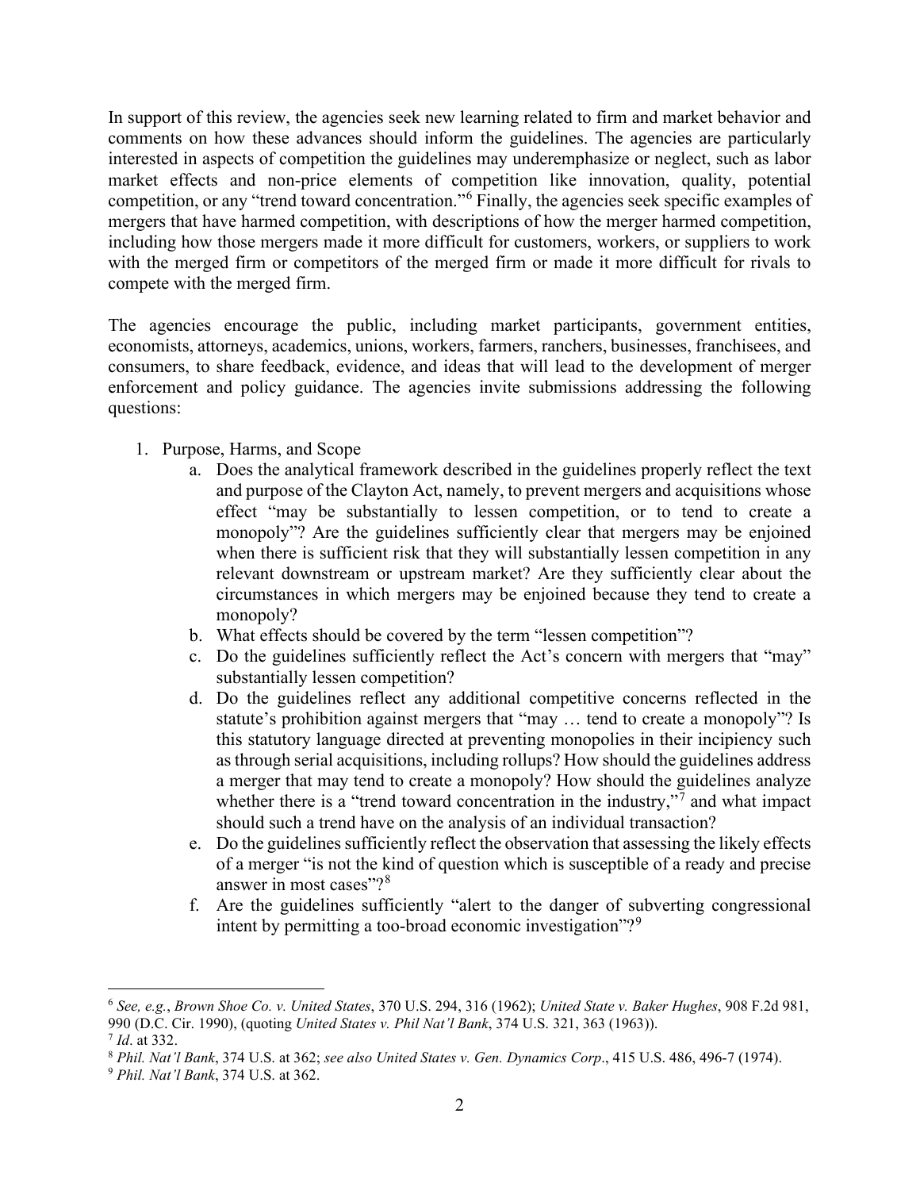In support of this review, the agencies seek new learning related to firm and market behavior and comments on how these advances should inform the guidelines. The agencies are particularly interested in aspects of competition the guidelines may underemphasize or neglect, such as labor market effects and non-price elements of competition like innovation, quality, potential competition, or any "trend toward concentration."[6] Finally, the agencies seek specific examples of mergers that have harmed competition, with descriptions of how the merger harmed competition, including how those mergers made it more difficult for customers, workers, or suppliers to work with the merged firm or competitors of the merged firm or made it more difficult for rivals to compete with the merged firm.

The agencies encourage the public, including market participants, government entities, economists, attorneys, academics, unions, workers, farmers, ranchers, businesses, franchisees, and consumers, to share feedback, evidence, and ideas that will lead to the development of merger enforcement and policy guidance. The agencies invite submissions addressing the following questions:

1. Purpose, Harms, and Scope
    a. Does the analytical framework described in the guidelines properly reflect the text and purpose of the Clayton Act, namely, to prevent mergers and acquisitions whose effect "may be substantially to lessen competition, or to tend to create a monopoly"? Are the guidelines sufficiently clear that mergers may be enjoined when there is sufficient risk that they will substantially lessen competition in any relevant downstream or upstream market? Are they sufficiently clear about the circumstances in which mergers may be enjoined because they tend to create a monopoly?
    b. What effects should be covered by the term "lessen competition"?
    c. Do the guidelines sufficiently reflect the Act's concern with mergers that "may" substantially lessen competition?
    d. Do the guidelines reflect any additional competitive concerns reflected in the statute's prohibition against mergers that "may … tend to create a monopoly"? Is this statutory language directed at preventing monopolies in their incipiency such as through serial acquisitions, including rollups? How should the guidelines address a merger that may tend to create a monopoly? How should the guidelines analyze whether there is a "trend toward concentration in the industry,"[7] and what impact should such a trend have on the analysis of an individual transaction?
    e. Do the guidelines sufficiently reflect the observation that assessing the likely effects of a merger "is not the kind of question which is susceptible of a ready and precise answer in most cases"?[8]
    f. Are the guidelines sufficiently "alert to the danger of subverting congressional intent by permitting a too-broad economic investigation"?[9]

---

[6] *See, e.g.*, *Brown Shoe Co. v. United States*, 370 U.S. 294, 316 (1962); *United State v. Baker Hughes*, 908 F.2d 981, 990 (D.C. Cir. 1990), (quoting *United States v. Phil Nat'l Bank*, 374 U.S. 321, 363 (1963)).

[7] *Id*. at 332.

[8] *Phil. Nat'l Bank*, 374 U.S. at 362; *see also United States v. Gen. Dynamics Corp*., 415 U.S. 486, 496-7 (1974).

[9] *Phil. Nat'l Bank*, 374 U.S. at 362.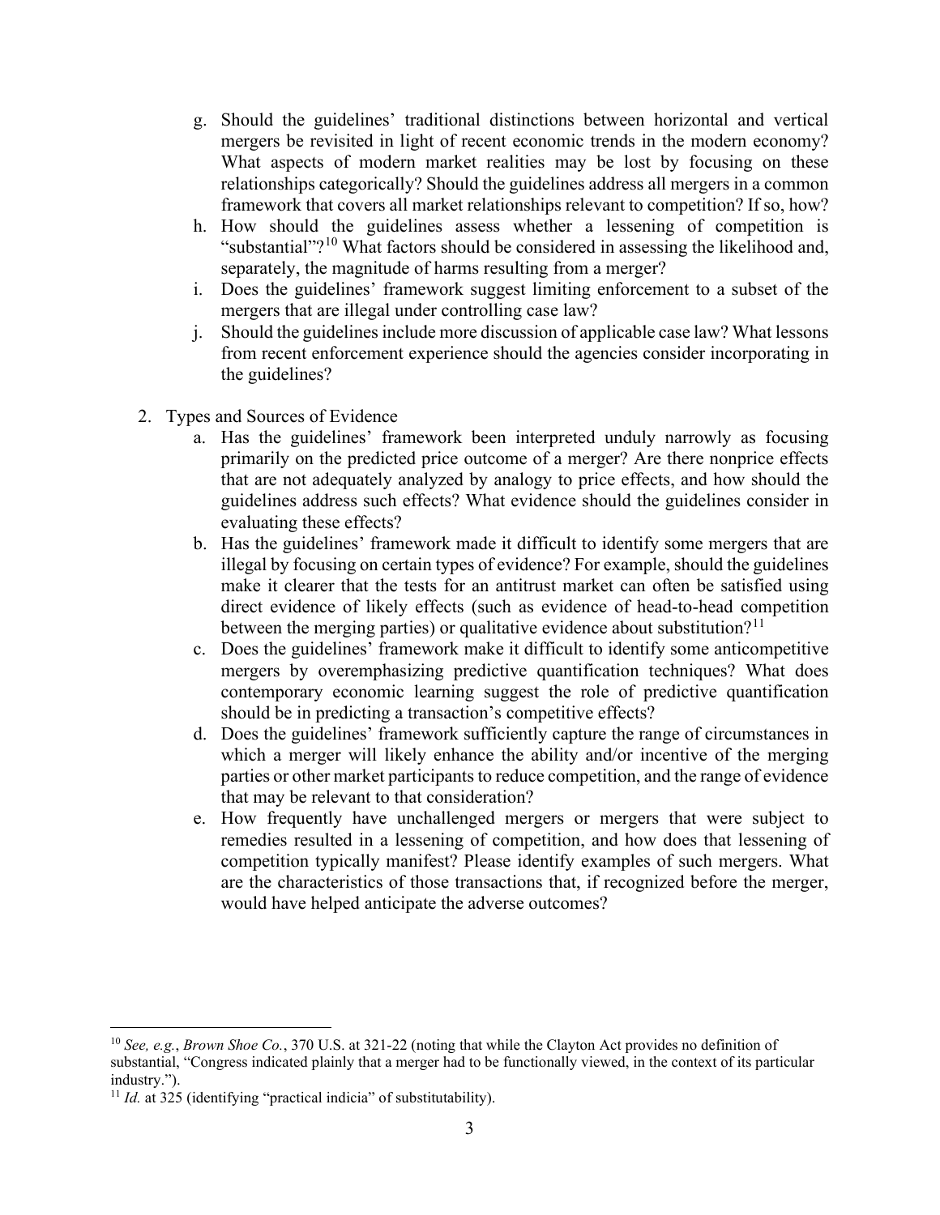g. Should the guidelines' traditional distinctions between horizontal and vertical mergers be revisited in light of recent economic trends in the modern economy? What aspects of modern market realities may be lost by focusing on these relationships categorically? Should the guidelines address all mergers in a common framework that covers all market relationships relevant to competition? If so, how?
h. How should the guidelines assess whether a lessening of competition is "substantial"?[10] What factors should be considered in assessing the likelihood and, separately, the magnitude of harms resulting from a merger?
i. Does the guidelines' framework suggest limiting enforcement to a subset of the mergers that are illegal under controlling case law?
j. Should the guidelines include more discussion of applicable case law? What lessons from recent enforcement experience should the agencies consider incorporating in the guidelines?

2. Types and Sources of Evidence
   a. Has the guidelines' framework been interpreted unduly narrowly as focusing primarily on the predicted price outcome of a merger? Are there nonprice effects that are not adequately analyzed by analogy to price effects, and how should the guidelines address such effects? What evidence should the guidelines consider in evaluating these effects?
   b. Has the guidelines' framework made it difficult to identify some mergers that are illegal by focusing on certain types of evidence? For example, should the guidelines make it clearer that the tests for an antitrust market can often be satisfied using direct evidence of likely effects (such as evidence of head-to-head competition between the merging parties) or qualitative evidence about substitution?[11]
   c. Does the guidelines' framework make it difficult to identify some anticompetitive mergers by overemphasizing predictive quantification techniques? What does contemporary economic learning suggest the role of predictive quantification should be in predicting a transaction's competitive effects?
   d. Does the guidelines' framework sufficiently capture the range of circumstances in which a merger will likely enhance the ability and/or incentive of the merging parties or other market participants to reduce competition, and the range of evidence that may be relevant to that consideration?
   e. How frequently have unchallenged mergers or mergers that were subject to remedies resulted in a lessening of competition, and how does that lessening of competition typically manifest? Please identify examples of such mergers. What are the characteristics of those transactions that, if recognized before the merger, would have helped anticipate the adverse outcomes?

---

[10] *See, e.g.*, *Brown Shoe Co.*, 370 U.S. at 321-22 (noting that while the Clayton Act provides no definition of substantial, "Congress indicated plainly that a merger had to be functionally viewed, in the context of its particular industry.").

[11] *Id.* at 325 (identifying "practical indicia" of substitutability).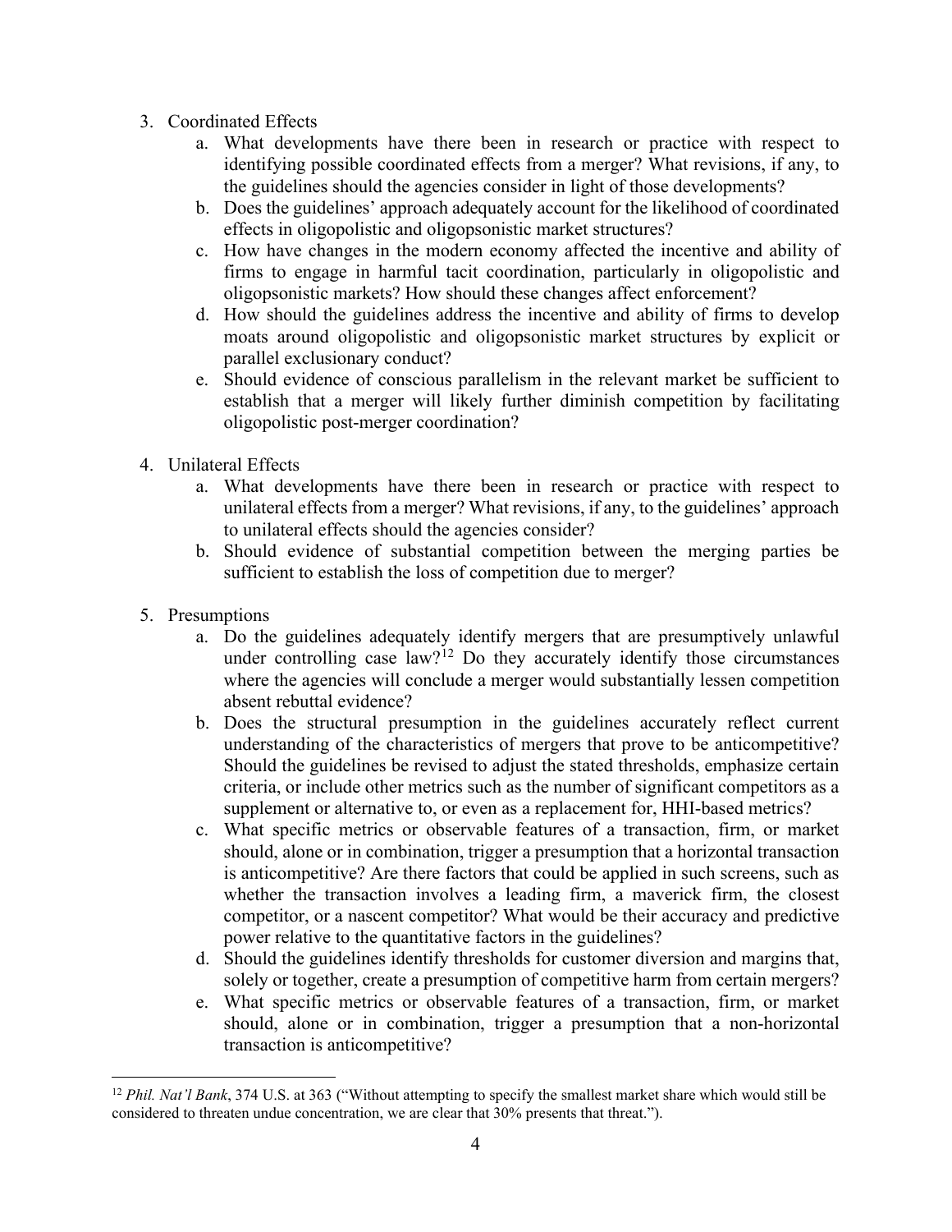3. Coordinated Effects
    a. What developments have there been in research or practice with respect to identifying possible coordinated effects from a merger? What revisions, if any, to the guidelines should the agencies consider in light of those developments?
    b. Does the guidelines' approach adequately account for the likelihood of coordinated effects in oligopolistic and oligopsonistic market structures?
    c. How have changes in the modern economy affected the incentive and ability of firms to engage in harmful tacit coordination, particularly in oligopolistic and oligopsonistic markets? How should these changes affect enforcement?
    d. How should the guidelines address the incentive and ability of firms to develop moats around oligopolistic and oligopsonistic market structures by explicit or parallel exclusionary conduct?
    e. Should evidence of conscious parallelism in the relevant market be sufficient to establish that a merger will likely further diminish competition by facilitating oligopolistic post-merger coordination?

4. Unilateral Effects
    a. What developments have there been in research or practice with respect to unilateral effects from a merger? What revisions, if any, to the guidelines' approach to unilateral effects should the agencies consider?
    b. Should evidence of substantial competition between the merging parties be sufficient to establish the loss of competition due to merger?

5. Presumptions
    a. Do the guidelines adequately identify mergers that are presumptively unlawful under controlling case law?[12] Do they accurately identify those circumstances where the agencies will conclude a merger would substantially lessen competition absent rebuttal evidence?
    b. Does the structural presumption in the guidelines accurately reflect current understanding of the characteristics of mergers that prove to be anticompetitive? Should the guidelines be revised to adjust the stated thresholds, emphasize certain criteria, or include other metrics such as the number of significant competitors as a supplement or alternative to, or even as a replacement for, HHI-based metrics?
    c. What specific metrics or observable features of a transaction, firm, or market should, alone or in combination, trigger a presumption that a horizontal transaction is anticompetitive? Are there factors that could be applied in such screens, such as whether the transaction involves a leading firm, a maverick firm, the closest competitor, or a nascent competitor? What would be their accuracy and predictive power relative to the quantitative factors in the guidelines?
    d. Should the guidelines identify thresholds for customer diversion and margins that, solely or together, create a presumption of competitive harm from certain mergers?
    e. What specific metrics or observable features of a transaction, firm, or market should, alone or in combination, trigger a presumption that a non-horizontal transaction is anticompetitive?

[12] *Phil. Nat'l Bank*, 374 U.S. at 363 ("Without attempting to specify the smallest market share which would still be considered to threaten undue concentration, we are clear that 30% presents that threat.").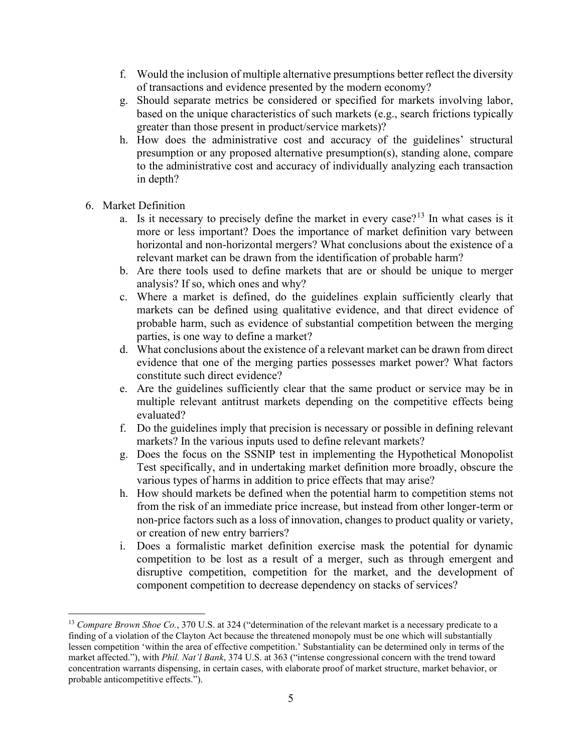f. Would the inclusion of multiple alternative presumptions better reflect the diversity of transactions and evidence presented by the modern economy?
g. Should separate metrics be considered or specified for markets involving labor, based on the unique characteristics of such markets (e.g., search frictions typically greater than those present in product/service markets)?
h. How does the administrative cost and accuracy of the guidelines' structural presumption or any proposed alternative presumption(s), standing alone, compare to the administrative cost and accuracy of individually analyzing each transaction in depth?

6. Market Definition
    a. Is it necessary to precisely define the market in every case?[13] In what cases is it more or less important? Does the importance of market definition vary between horizontal and non-horizontal mergers? What conclusions about the existence of a relevant market can be drawn from the identification of probable harm?
    b. Are there tools used to define markets that are or should be unique to merger analysis? If so, which ones and why?
    c. Where a market is defined, do the guidelines explain sufficiently clearly that markets can be defined using qualitative evidence, and that direct evidence of probable harm, such as evidence of substantial competition between the merging parties, is one way to define a market?
    d. What conclusions about the existence of a relevant market can be drawn from direct evidence that one of the merging parties possesses market power? What factors constitute such direct evidence?
    e. Are the guidelines sufficiently clear that the same product or service may be in multiple relevant antitrust markets depending on the competitive effects being evaluated?
    f. Do the guidelines imply that precision is necessary or possible in defining relevant markets? In the various inputs used to define relevant markets?
    g. Does the focus on the SSNIP test in implementing the Hypothetical Monopolist Test specifically, and in undertaking market definition more broadly, obscure the various types of harms in addition to price effects that may arise?
    h. How should markets be defined when the potential harm to competition stems not from the risk of an immediate price increase, but instead from other longer-term or non-price factors such as a loss of innovation, changes to product quality or variety, or creation of new entry barriers?
    i. Does a formalistic market definition exercise mask the potential for dynamic competition to be lost as a result of a merger, such as through emergent and disruptive competition, competition for the market, and the development of component competition to decrease dependency on stacks of services?

[13] *Compare Brown Shoe Co.*, 370 U.S. at 324 ("determination of the relevant market is a necessary predicate to a finding of a violation of the Clayton Act because the threatened monopoly must be one which will substantially lessen competition 'within the area of effective competition.' Substantiality can be determined only in terms of the market affected."), with *Phil. Nat'l Bank*, 374 U.S. at 363 ("intense congressional concern with the trend toward concentration warrants dispensing, in certain cases, with elaborate proof of market structure, market behavior, or probable anticompetitive effects.").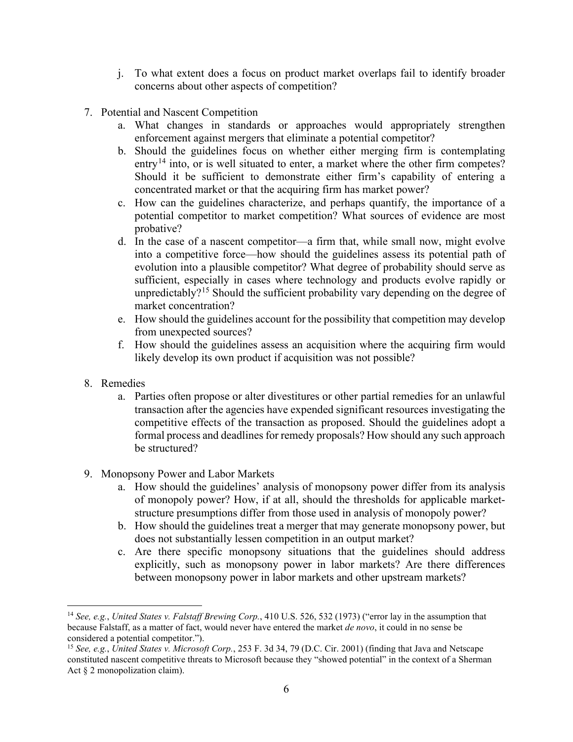j. To what extent does a focus on product market overlaps fail to identify broader concerns about other aspects of competition?

7. Potential and Nascent Competition
   a. What changes in standards or approaches would appropriately strengthen enforcement against mergers that eliminate a potential competitor?
   b. Should the guidelines focus on whether either merging firm is contemplating entry[14] into, or is well situated to enter, a market where the other firm competes? Should it be sufficient to demonstrate either firm's capability of entering a concentrated market or that the acquiring firm has market power?
   c. How can the guidelines characterize, and perhaps quantify, the importance of a potential competitor to market competition? What sources of evidence are most probative?
   d. In the case of a nascent competitor—a firm that, while small now, might evolve into a competitive force—how should the guidelines assess its potential path of evolution into a plausible competitor? What degree of probability should serve as sufficient, especially in cases where technology and products evolve rapidly or unpredictably?[15] Should the sufficient probability vary depending on the degree of market concentration?
   e. How should the guidelines account for the possibility that competition may develop from unexpected sources?
   f. How should the guidelines assess an acquisition where the acquiring firm would likely develop its own product if acquisition was not possible?

8. Remedies
   a. Parties often propose or alter divestitures or other partial remedies for an unlawful transaction after the agencies have expended significant resources investigating the competitive effects of the transaction as proposed. Should the guidelines adopt a formal process and deadlines for remedy proposals? How should any such approach be structured?

9. Monopsony Power and Labor Markets
   a. How should the guidelines' analysis of monopsony power differ from its analysis of monopoly power? How, if at all, should the thresholds for applicable market-structure presumptions differ from those used in analysis of monopoly power?
   b. How should the guidelines treat a merger that may generate monopsony power, but does not substantially lessen competition in an output market?
   c. Are there specific monopsony situations that the guidelines should address explicitly, such as monopsony power in labor markets? Are there differences between monopsony power in labor markets and other upstream markets?

---

[14] *See, e.g.*, *United States v. Falstaff Brewing Corp.*, 410 U.S. 526, 532 (1973) ("error lay in the assumption that because Falstaff, as a matter of fact, would never have entered the market *de novo*, it could in no sense be considered a potential competitor.").

[15] *See, e.g.*, *United States v. Microsoft Corp.*, 253 F. 3d 34, 79 (D.C. Cir. 2001) (finding that Java and Netscape constituted nascent competitive threats to Microsoft because they "showed potential" in the context of a Sherman Act § 2 monopolization claim).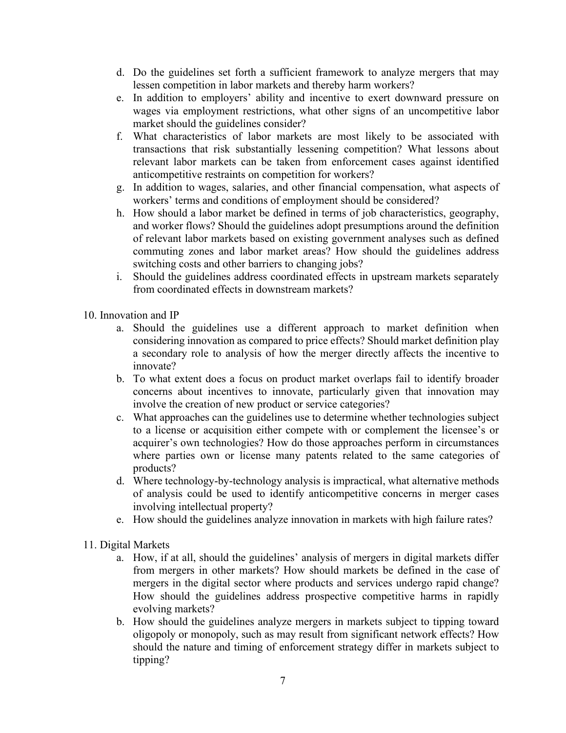d. Do the guidelines set forth a sufficient framework to analyze mergers that may lessen competition in labor markets and thereby harm workers?

e. In addition to employers' ability and incentive to exert downward pressure on wages via employment restrictions, what other signs of an uncompetitive labor market should the guidelines consider?

f. What characteristics of labor markets are most likely to be associated with transactions that risk substantially lessening competition? What lessons about relevant labor markets can be taken from enforcement cases against identified anticompetitive restraints on competition for workers?

g. In addition to wages, salaries, and other financial compensation, what aspects of workers' terms and conditions of employment should be considered?

h. How should a labor market be defined in terms of job characteristics, geography, and worker flows? Should the guidelines adopt presumptions around the definition of relevant labor markets based on existing government analyses such as defined commuting zones and labor market areas? How should the guidelines address switching costs and other barriers to changing jobs?

i. Should the guidelines address coordinated effects in upstream markets separately from coordinated effects in downstream markets?

10. Innovation and IP

   a. Should the guidelines use a different approach to market definition when considering innovation as compared to price effects? Should market definition play a secondary role to analysis of how the merger directly affects the incentive to innovate?

   b. To what extent does a focus on product market overlaps fail to identify broader concerns about incentives to innovate, particularly given that innovation may involve the creation of new product or service categories?

   c. What approaches can the guidelines use to determine whether technologies subject to a license or acquisition either compete with or complement the licensee's or acquirer's own technologies? How do those approaches perform in circumstances where parties own or license many patents related to the same categories of products?

   d. Where technology-by-technology analysis is impractical, what alternative methods of analysis could be used to identify anticompetitive concerns in merger cases involving intellectual property?

   e. How should the guidelines analyze innovation in markets with high failure rates?

11. Digital Markets

   a. How, if at all, should the guidelines' analysis of mergers in digital markets differ from mergers in other markets? How should markets be defined in the case of mergers in the digital sector where products and services undergo rapid change? How should the guidelines address prospective competitive harms in rapidly evolving markets?

   b. How should the guidelines analyze mergers in markets subject to tipping toward oligopoly or monopoly, such as may result from significant network effects? How should the nature and timing of enforcement strategy differ in markets subject to tipping?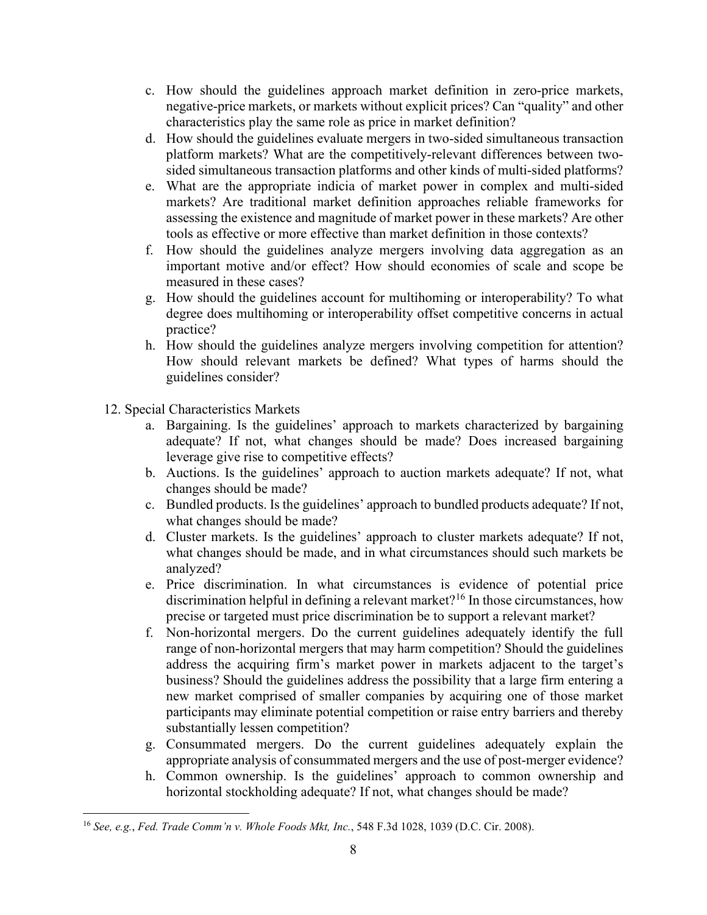c. How should the guidelines approach market definition in zero-price markets, negative-price markets, or markets without explicit prices? Can "quality" and other characteristics play the same role as price in market definition?

d. How should the guidelines evaluate mergers in two-sided simultaneous transaction platform markets? What are the competitively-relevant differences between two-sided simultaneous transaction platforms and other kinds of multi-sided platforms?

e. What are the appropriate indicia of market power in complex and multi-sided markets? Are traditional market definition approaches reliable frameworks for assessing the existence and magnitude of market power in these markets? Are other tools as effective or more effective than market definition in those contexts?

f. How should the guidelines analyze mergers involving data aggregation as an important motive and/or effect? How should economies of scale and scope be measured in these cases?

g. How should the guidelines account for multihoming or interoperability? To what degree does multihoming or interoperability offset competitive concerns in actual practice?

h. How should the guidelines analyze mergers involving competition for attention? How should relevant markets be defined? What types of harms should the guidelines consider?

12. Special Characteristics Markets

a. Bargaining. Is the guidelines' approach to markets characterized by bargaining adequate? If not, what changes should be made? Does increased bargaining leverage give rise to competitive effects?

b. Auctions. Is the guidelines' approach to auction markets adequate? If not, what changes should be made?

c. Bundled products. Is the guidelines' approach to bundled products adequate? If not, what changes should be made?

d. Cluster markets. Is the guidelines' approach to cluster markets adequate? If not, what changes should be made, and in what circumstances should such markets be analyzed?

e. Price discrimination. In what circumstances is evidence of potential price discrimination helpful in defining a relevant market?[16] In those circumstances, how precise or targeted must price discrimination be to support a relevant market?

f. Non-horizontal mergers. Do the current guidelines adequately identify the full range of non-horizontal mergers that may harm competition? Should the guidelines address the acquiring firm's market power in markets adjacent to the target's business? Should the guidelines address the possibility that a large firm entering a new market comprised of smaller companies by acquiring one of those market participants may eliminate potential competition or raise entry barriers and thereby substantially lessen competition?

g. Consummated mergers. Do the current guidelines adequately explain the appropriate analysis of consummated mergers and the use of post-merger evidence?

h. Common ownership. Is the guidelines' approach to common ownership and horizontal stockholding adequate? If not, what changes should be made?

---

[16] *See, e.g.*, *Fed. Trade Comm'n v. Whole Foods Mkt, Inc.*, 548 F.3d 1028, 1039 (D.C. Cir. 2008).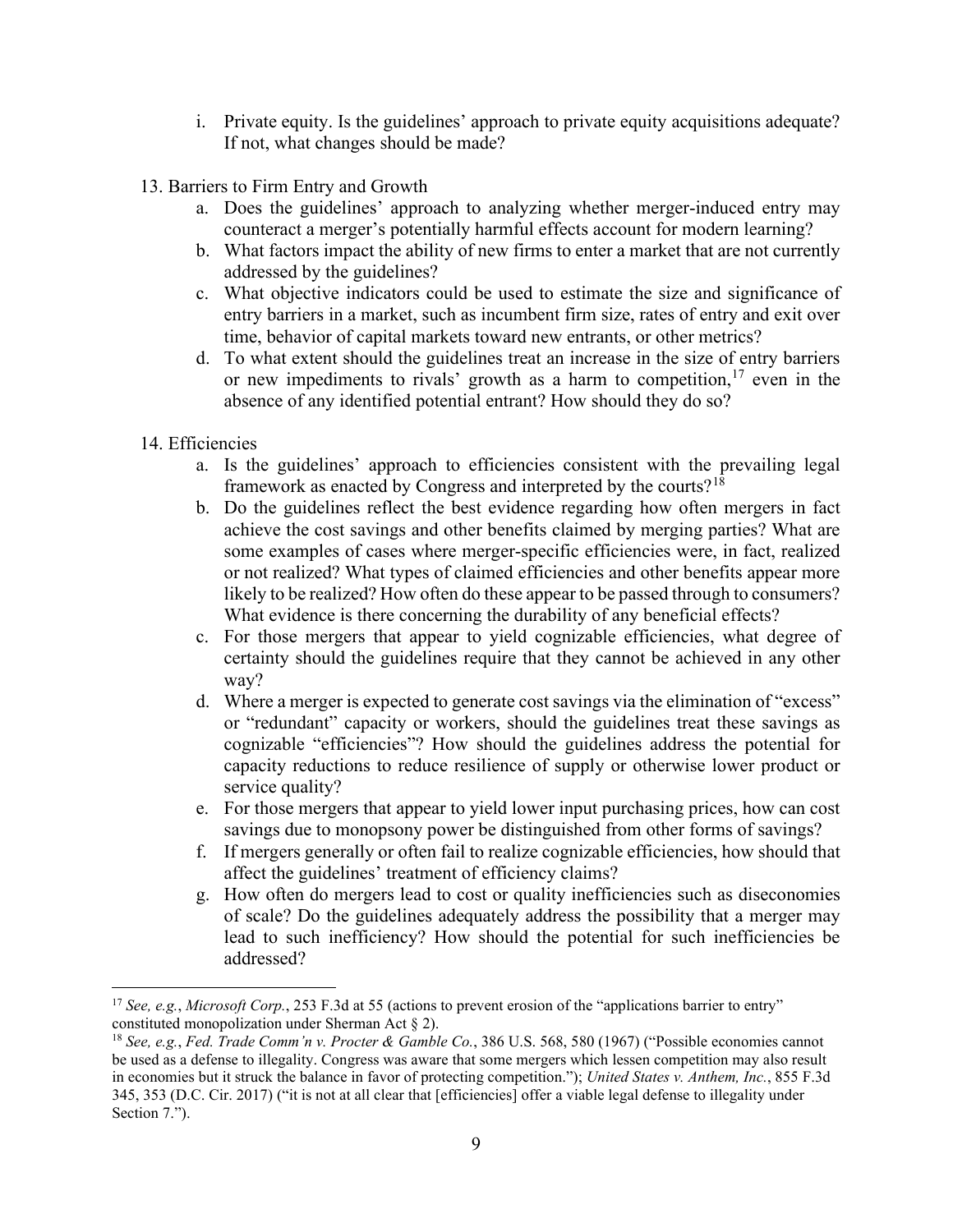i. Private equity. Is the guidelines' approach to private equity acquisitions adequate? If not, what changes should be made?

13. Barriers to Firm Entry and Growth
    a. Does the guidelines' approach to analyzing whether merger-induced entry may counteract a merger's potentially harmful effects account for modern learning?
    b. What factors impact the ability of new firms to enter a market that are not currently addressed by the guidelines?
    c. What objective indicators could be used to estimate the size and significance of entry barriers in a market, such as incumbent firm size, rates of entry and exit over time, behavior of capital markets toward new entrants, or other metrics?
    d. To what extent should the guidelines treat an increase in the size of entry barriers or new impediments to rivals' growth as a harm to competition,[17] even in the absence of any identified potential entrant? How should they do so?

14. Efficiencies
    a. Is the guidelines' approach to efficiencies consistent with the prevailing legal framework as enacted by Congress and interpreted by the courts?[18]
    b. Do the guidelines reflect the best evidence regarding how often mergers in fact achieve the cost savings and other benefits claimed by merging parties? What are some examples of cases where merger-specific efficiencies were, in fact, realized or not realized? What types of claimed efficiencies and other benefits appear more likely to be realized? How often do these appear to be passed through to consumers? What evidence is there concerning the durability of any beneficial effects?
    c. For those mergers that appear to yield cognizable efficiencies, what degree of certainty should the guidelines require that they cannot be achieved in any other way?
    d. Where a merger is expected to generate cost savings via the elimination of "excess" or "redundant" capacity or workers, should the guidelines treat these savings as cognizable "efficiencies"? How should the guidelines address the potential for capacity reductions to reduce resilience of supply or otherwise lower product or service quality?
    e. For those mergers that appear to yield lower input purchasing prices, how can cost savings due to monopsony power be distinguished from other forms of savings?
    f. If mergers generally or often fail to realize cognizable efficiencies, how should that affect the guidelines' treatment of efficiency claims?
    g. How often do mergers lead to cost or quality inefficiencies such as diseconomies of scale? Do the guidelines adequately address the possibility that a merger may lead to such inefficiency? How should the potential for such inefficiencies be addressed?

---

[17] *See, e.g.*, *Microsoft Corp.*, 253 F.3d at 55 (actions to prevent erosion of the "applications barrier to entry" constituted monopolization under Sherman Act § 2).

[18] *See, e.g.*, *Fed. Trade Comm'n v. Procter & Gamble Co.*, 386 U.S. 568, 580 (1967) ("Possible economies cannot be used as a defense to illegality. Congress was aware that some mergers which lessen competition may also result in economies but it struck the balance in favor of protecting competition."); *United States v. Anthem, Inc.*, 855 F.3d 345, 353 (D.C. Cir. 2017) ("it is not at all clear that [efficiencies] offer a viable legal defense to illegality under Section 7.").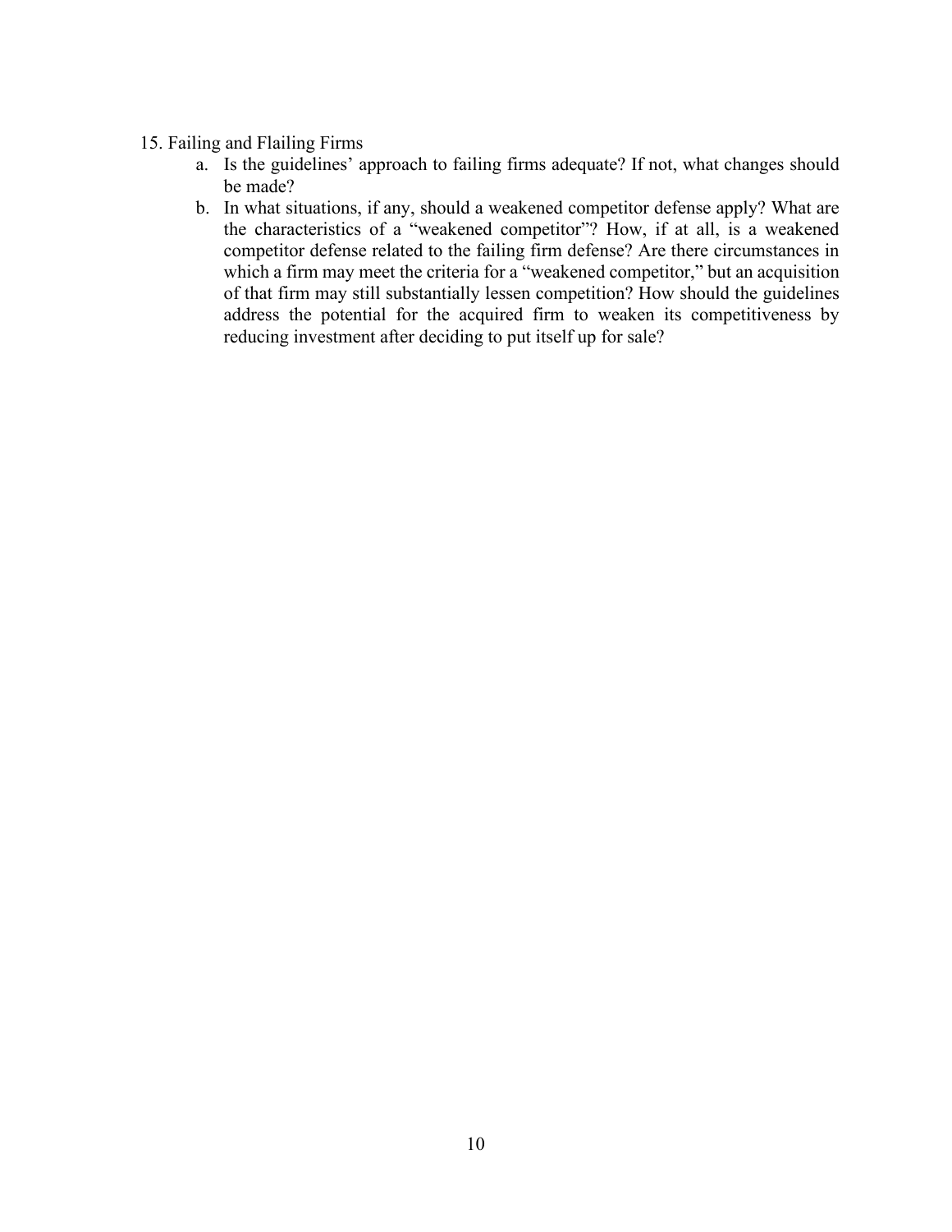15. Failing and Flailing Firms
    a. Is the guidelines' approach to failing firms adequate? If not, what changes should be made?
    b. In what situations, if any, should a weakened competitor defense apply? What are the characteristics of a "weakened competitor"? How, if at all, is a weakened competitor defense related to the failing firm defense? Are there circumstances in which a firm may meet the criteria for a "weakened competitor," but an acquisition of that firm may still substantially lessen competition? How should the guidelines address the potential for the acquired firm to weaken its competitiveness by reducing investment after deciding to put itself up for sale?